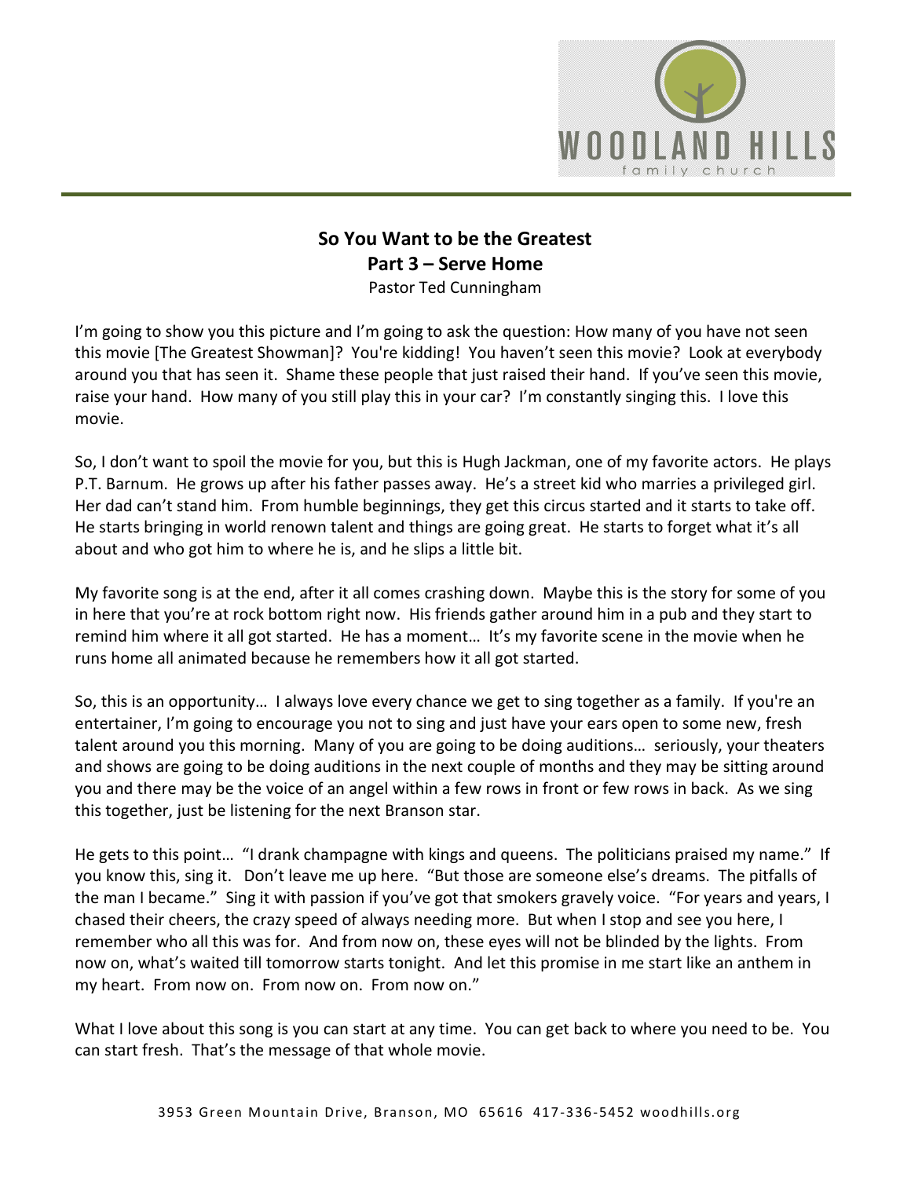# So You Want to be the Greatest
## Part 3 – Serve Home

Pastor Ted Cunningham

I'm going to show you this picture and I'm going to ask the question: How many of you have not seen this movie [The Greatest Showman]? You're kidding! You haven't seen this movie? Look at everybody around you that has seen it. Shame these people that just raised their hand. If you've seen this movie, raise your hand. How many of you still play this in your car? I'm constantly singing this. I love this movie.

So, I don't want to spoil the movie for you, but this is Hugh Jackman, one of my favorite actors. He plays P.T. Barnum. He grows up after his father passes away. He's a street kid who marries a privileged girl. Her dad can't stand him. From humble beginnings, they get this circus started and it starts to take off. He starts bringing in world renown talent and things are going great. He starts to forget what it's all about and who got him to where he is, and he slips a little bit.

My favorite song is at the end, after it all comes crashing down. Maybe this is the story for some of you in here that you're at rock bottom right now. His friends gather around him in a pub and they start to remind him where it all got started. He has a moment… It's my favorite scene in the movie when he runs home all animated because he remembers how it all got started.

So, this is an opportunity… I always love every chance we get to sing together as a family. If you're an entertainer, I'm going to encourage you not to sing and just have your ears open to some new, fresh talent around you this morning. Many of you are going to be doing auditions… seriously, your theaters and shows are going to be doing auditions in the next couple of months and they may be sitting around you and there may be the voice of an angel within a few rows in front or few rows in back. As we sing this together, just be listening for the next Branson star.

He gets to this point… "I drank champagne with kings and queens. The politicians praised my name." If you know this, sing it. Don't leave me up here. "But those are someone else's dreams. The pitfalls of the man I became." Sing it with passion if you've got that smokers gravely voice. "For years and years, I chased their cheers, the crazy speed of always needing more. But when I stop and see you here, I remember who all this was for. And from now on, these eyes will not be blinded by the lights. From now on, what's waited till tomorrow starts tonight. And let this promise in me start like an anthem in my heart. From now on. From now on. From now on."

What I love about this song is you can start at any time. You can get back to where you need to be. You can start fresh. That's the message of that whole movie.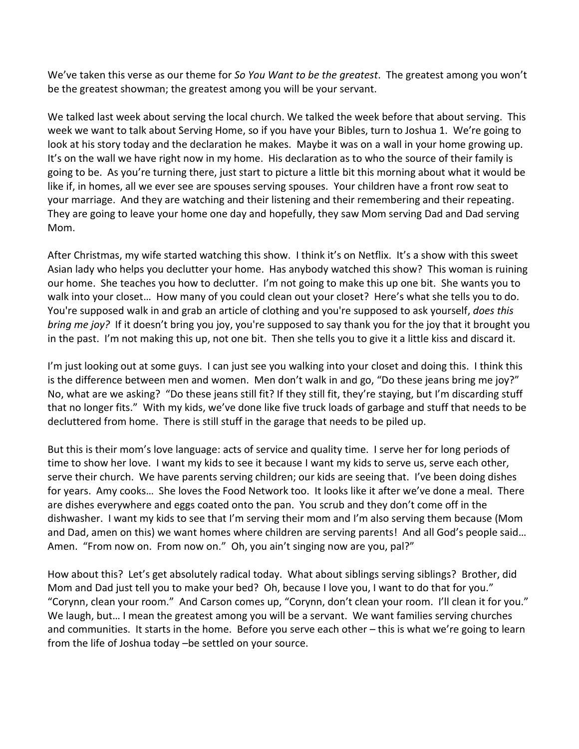We've taken this verse as our theme for *So You Want to be the greatest*. The greatest among you won't be the greatest showman; the greatest among you will be your servant.

We talked last week about serving the local church. We talked the week before that about serving. This week we want to talk about Serving Home, so if you have your Bibles, turn to Joshua 1. We're going to look at his story today and the declaration he makes. Maybe it was on a wall in your home growing up. It's on the wall we have right now in my home. His declaration as to who the source of their family is going to be. As you're turning there, just start to picture a little bit this morning about what it would be like if, in homes, all we ever see are spouses serving spouses. Your children have a front row seat to your marriage. And they are watching and their listening and their remembering and their repeating. They are going to leave your home one day and hopefully, they saw Mom serving Dad and Dad serving Mom.

After Christmas, my wife started watching this show. I think it's on Netflix. It's a show with this sweet Asian lady who helps you declutter your home. Has anybody watched this show? This woman is ruining our home. She teaches you how to declutter. I'm not going to make this up one bit. She wants you to walk into your closet… How many of you could clean out your closet? Here's what she tells you to do. You're supposed walk in and grab an article of clothing and you're supposed to ask yourself, *does this bring me joy?* If it doesn't bring you joy, you're supposed to say thank you for the joy that it brought you in the past. I'm not making this up, not one bit. Then she tells you to give it a little kiss and discard it.

I'm just looking out at some guys. I can just see you walking into your closet and doing this. I think this is the difference between men and women. Men don't walk in and go, "Do these jeans bring me joy?" No, what are we asking? "Do these jeans still fit? If they still fit, they're staying, but I'm discarding stuff that no longer fits." With my kids, we've done like five truck loads of garbage and stuff that needs to be decluttered from home. There is still stuff in the garage that needs to be piled up.

But this is their mom's love language: acts of service and quality time. I serve her for long periods of time to show her love. I want my kids to see it because I want my kids to serve us, serve each other, serve their church. We have parents serving children; our kids are seeing that. I've been doing dishes for years. Amy cooks… She loves the Food Network too. It looks like it after we've done a meal. There are dishes everywhere and eggs coated onto the pan. You scrub and they don't come off in the dishwasher. I want my kids to see that I'm serving their mom and I'm also serving them because (Mom and Dad, amen on this) we want homes where children are serving parents! And all God's people said… Amen. "From now on. From now on." Oh, you ain't singing now are you, pal?"

How about this? Let's get absolutely radical today. What about siblings serving siblings? Brother, did Mom and Dad just tell you to make your bed? Oh, because I love you, I want to do that for you." "Corynn, clean your room." And Carson comes up, "Corynn, don't clean your room. I'll clean it for you." We laugh, but… I mean the greatest among you will be a servant. We want families serving churches and communities. It starts in the home. Before you serve each other – this is what we're going to learn from the life of Joshua today –be settled on your source.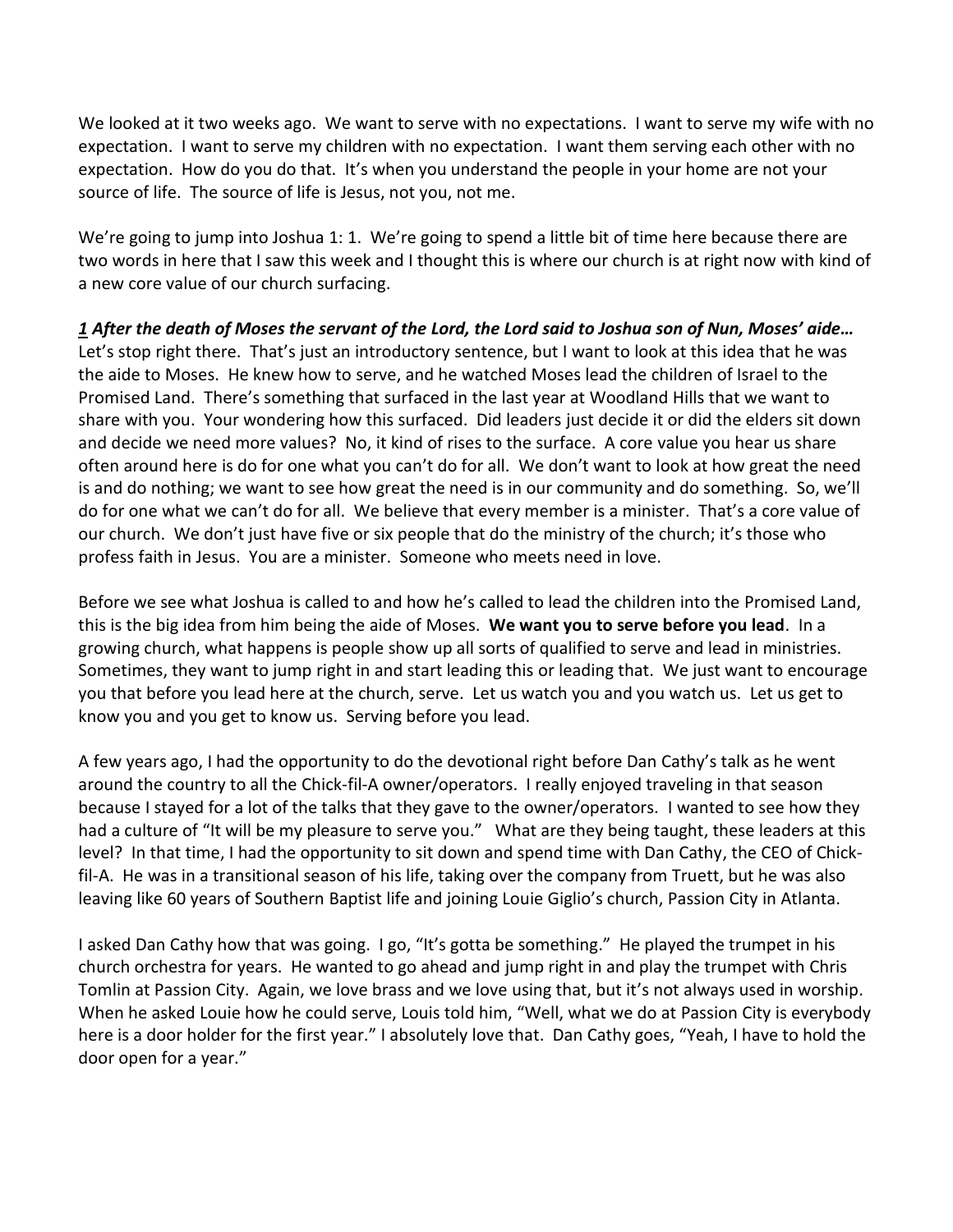We looked at it two weeks ago. We want to serve with no expectations. I want to serve my wife with no expectation. I want to serve my children with no expectation. I want them serving each other with no expectation. How do you do that. It's when you understand the people in your home are not your source of life. The source of life is Jesus, not you, not me.

We're going to jump into Joshua 1: 1. We're going to spend a little bit of time here because there are two words in here that I saw this week and I thought this is where our church is at right now with kind of a new core value of our church surfacing.

***<u>1</u> After the death of Moses the servant of the Lord, the Lord said to Joshua son of Nun, Moses' aide…***
Let's stop right there. That's just an introductory sentence, but I want to look at this idea that he was the aide to Moses. He knew how to serve, and he watched Moses lead the children of Israel to the Promised Land. There's something that surfaced in the last year at Woodland Hills that we want to share with you. Your wondering how this surfaced. Did leaders just decide it or did the elders sit down and decide we need more values? No, it kind of rises to the surface. A core value you hear us share often around here is do for one what you can't do for all. We don't want to look at how great the need is and do nothing; we want to see how great the need is in our community and do something. So, we'll do for one what we can't do for all. We believe that every member is a minister. That's a core value of our church. We don't just have five or six people that do the ministry of the church; it's those who profess faith in Jesus. You are a minister. Someone who meets need in love.

Before we see what Joshua is called to and how he's called to lead the children into the Promised Land, this is the big idea from him being the aide of Moses. **We want you to serve before you lead**. In a growing church, what happens is people show up all sorts of qualified to serve and lead in ministries. Sometimes, they want to jump right in and start leading this or leading that. We just want to encourage you that before you lead here at the church, serve. Let us watch you and you watch us. Let us get to know you and you get to know us. Serving before you lead.

A few years ago, I had the opportunity to do the devotional right before Dan Cathy's talk as he went around the country to all the Chick-fil-A owner/operators. I really enjoyed traveling in that season because I stayed for a lot of the talks that they gave to the owner/operators. I wanted to see how they had a culture of "It will be my pleasure to serve you." What are they being taught, these leaders at this level? In that time, I had the opportunity to sit down and spend time with Dan Cathy, the CEO of Chick-fil-A. He was in a transitional season of his life, taking over the company from Truett, but he was also leaving like 60 years of Southern Baptist life and joining Louie Giglio's church, Passion City in Atlanta.

I asked Dan Cathy how that was going. I go, "It's gotta be something." He played the trumpet in his church orchestra for years. He wanted to go ahead and jump right in and play the trumpet with Chris Tomlin at Passion City. Again, we love brass and we love using that, but it's not always used in worship. When he asked Louie how he could serve, Louis told him, "Well, what we do at Passion City is everybody here is a door holder for the first year." I absolutely love that. Dan Cathy goes, "Yeah, I have to hold the door open for a year."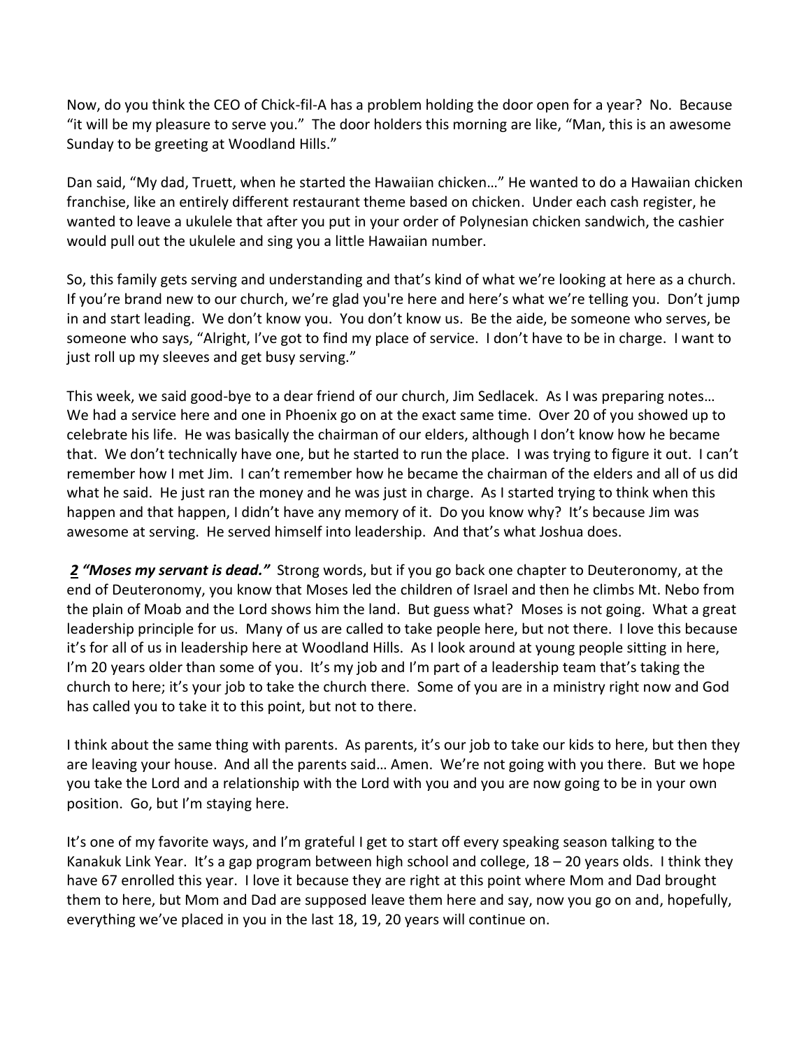Now, do you think the CEO of Chick-fil-A has a problem holding the door open for a year? No. Because "it will be my pleasure to serve you." The door holders this morning are like, "Man, this is an awesome Sunday to be greeting at Woodland Hills."

Dan said, "My dad, Truett, when he started the Hawaiian chicken…" He wanted to do a Hawaiian chicken franchise, like an entirely different restaurant theme based on chicken. Under each cash register, he wanted to leave a ukulele that after you put in your order of Polynesian chicken sandwich, the cashier would pull out the ukulele and sing you a little Hawaiian number.

So, this family gets serving and understanding and that's kind of what we're looking at here as a church. If you're brand new to our church, we're glad you're here and here's what we're telling you. Don't jump in and start leading. We don't know you. You don't know us. Be the aide, be someone who serves, be someone who says, "Alright, I've got to find my place of service. I don't have to be in charge. I want to just roll up my sleeves and get busy serving."

This week, we said good-bye to a dear friend of our church, Jim Sedlacek. As I was preparing notes… We had a service here and one in Phoenix go on at the exact same time. Over 20 of you showed up to celebrate his life. He was basically the chairman of our elders, although I don't know how he became that. We don't technically have one, but he started to run the place. I was trying to figure it out. I can't remember how I met Jim. I can't remember how he became the chairman of the elders and all of us did what he said. He just ran the money and he was just in charge. As I started trying to think when this happen and that happen, I didn't have any memory of it. Do you know why? It's because Jim was awesome at serving. He served himself into leadership. And that's what Joshua does.

***2*** ***"Moses my servant is dead."*** Strong words, but if you go back one chapter to Deuteronomy, at the end of Deuteronomy, you know that Moses led the children of Israel and then he climbs Mt. Nebo from the plain of Moab and the Lord shows him the land. But guess what? Moses is not going. What a great leadership principle for us. Many of us are called to take people here, but not there. I love this because it's for all of us in leadership here at Woodland Hills. As I look around at young people sitting in here, I'm 20 years older than some of you. It's my job and I'm part of a leadership team that's taking the church to here; it's your job to take the church there. Some of you are in a ministry right now and God has called you to take it to this point, but not to there.

I think about the same thing with parents. As parents, it's our job to take our kids to here, but then they are leaving your house. And all the parents said… Amen. We're not going with you there. But we hope you take the Lord and a relationship with the Lord with you and you are now going to be in your own position. Go, but I'm staying here.

It's one of my favorite ways, and I'm grateful I get to start off every speaking season talking to the Kanakuk Link Year. It's a gap program between high school and college, 18 – 20 years olds. I think they have 67 enrolled this year. I love it because they are right at this point where Mom and Dad brought them to here, but Mom and Dad are supposed leave them here and say, now you go on and, hopefully, everything we've placed in you in the last 18, 19, 20 years will continue on.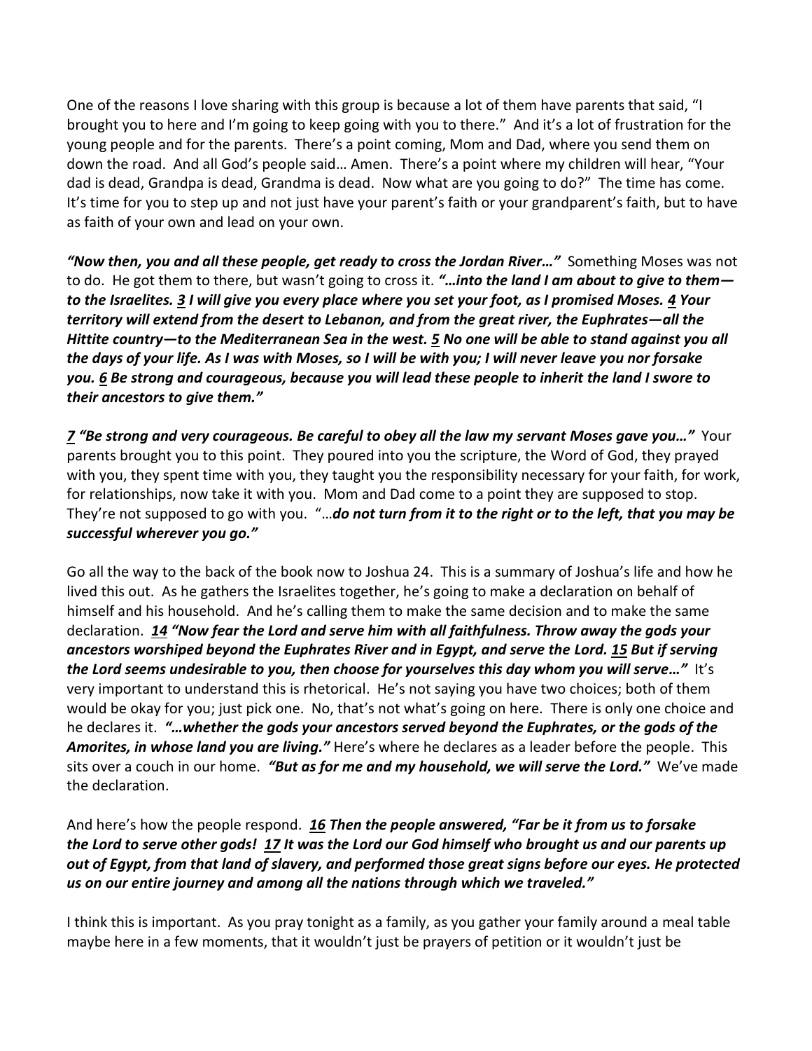One of the reasons I love sharing with this group is because a lot of them have parents that said, "I brought you to here and I'm going to keep going with you to there." And it's a lot of frustration for the young people and for the parents. There's a point coming, Mom and Dad, where you send them on down the road. And all God's people said… Amen. There's a point where my children will hear, "Your dad is dead, Grandpa is dead, Grandma is dead. Now what are you going to do?" The time has come. It's time for you to step up and not just have your parent's faith or your grandparent's faith, but to have as faith of your own and lead on your own.

***"Now then, you and all these people, get ready to cross the Jordan River…"*** Something Moses was not to do. He got them to there, but wasn't going to cross it. ***"…into the land I am about to give to them—to the Israelites. 3 I will give you every place where you set your foot, as I promised Moses. 4 Your territory will extend from the desert to Lebanon, and from the great river, the Euphrates—all the Hittite country—to the Mediterranean Sea in the west. 5 No one will be able to stand against you all the days of your life. As I was with Moses, so I will be with you; I will never leave you nor forsake you. 6 Be strong and courageous, because you will lead these people to inherit the land I swore to their ancestors to give them."***

***7 "Be strong and very courageous. Be careful to obey all the law my servant Moses gave you…"*** Your parents brought you to this point. They poured into you the scripture, the Word of God, they prayed with you, they spent time with you, they taught you the responsibility necessary for your faith, for work, for relationships, now take it with you. Mom and Dad come to a point they are supposed to stop. They're not supposed to go with you. "…***do not turn from it to the right or to the left, that you may be successful wherever you go."***

Go all the way to the back of the book now to Joshua 24. This is a summary of Joshua's life and how he lived this out. As he gathers the Israelites together, he's going to make a declaration on behalf of himself and his household. And he's calling them to make the same decision and to make the same declaration. ***14 "Now fear the Lord and serve him with all faithfulness. Throw away the gods your ancestors worshiped beyond the Euphrates River and in Egypt, and serve the Lord. 15 But if serving the Lord seems undesirable to you, then choose for yourselves this day whom you will serve…"*** It's very important to understand this is rhetorical. He's not saying you have two choices; both of them would be okay for you; just pick one. No, that's not what's going on here. There is only one choice and he declares it. ***"…whether the gods your ancestors served beyond the Euphrates, or the gods of the Amorites, in whose land you are living."*** Here's where he declares as a leader before the people. This sits over a couch in our home. ***"But as for me and my household, we will serve the Lord."*** We've made the declaration.

And here's how the people respond. ***16 Then the people answered, "Far be it from us to forsake the Lord to serve other gods! 17 It was the Lord our God himself who brought us and our parents up out of Egypt, from that land of slavery, and performed those great signs before our eyes. He protected us on our entire journey and among all the nations through which we traveled."***

I think this is important. As you pray tonight as a family, as you gather your family around a meal table maybe here in a few moments, that it wouldn't just be prayers of petition or it wouldn't just be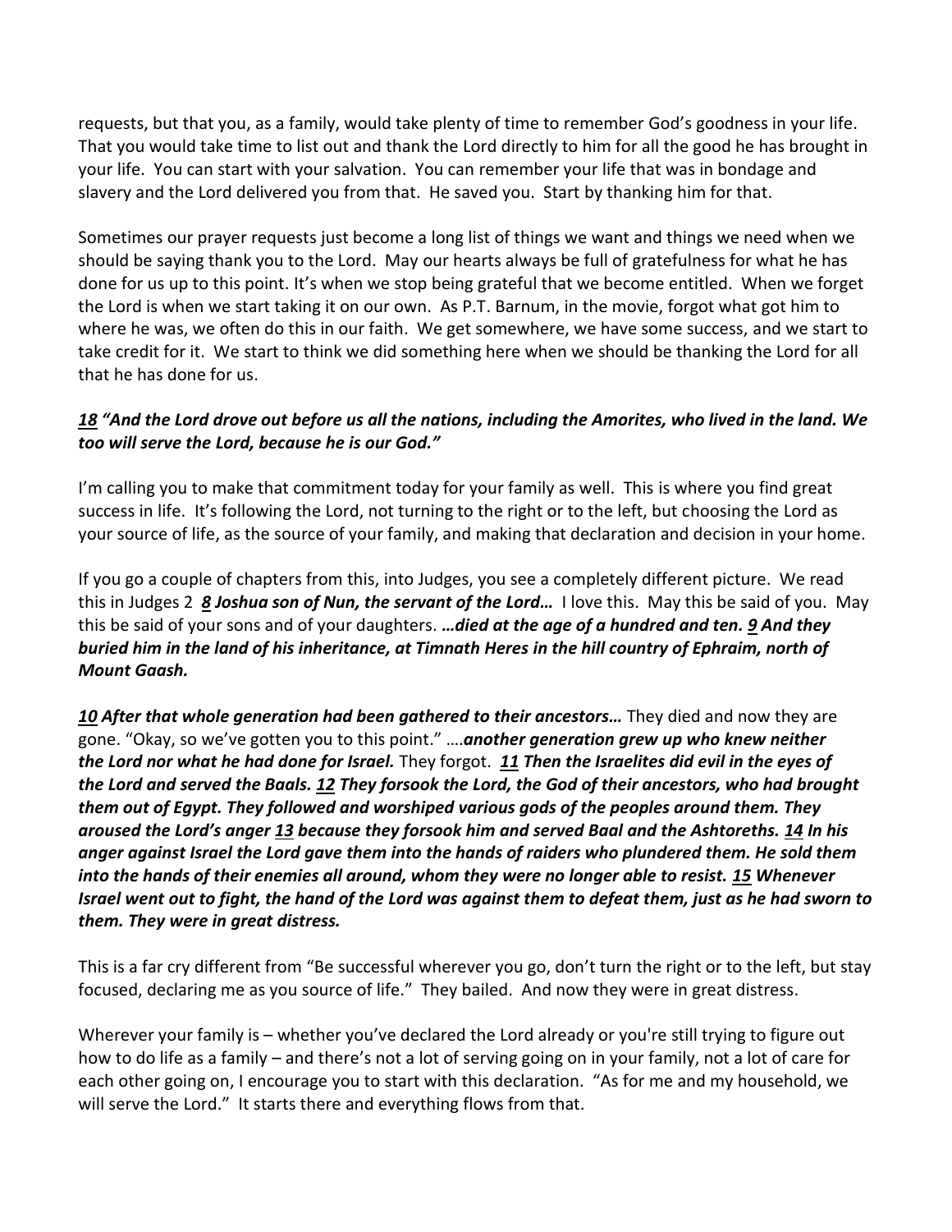requests, but that you, as a family, would take plenty of time to remember God's goodness in your life. That you would take time to list out and thank the Lord directly to him for all the good he has brought in your life. You can start with your salvation. You can remember your life that was in bondage and slavery and the Lord delivered you from that. He saved you. Start by thanking him for that.

Sometimes our prayer requests just become a long list of things we want and things we need when we should be saying thank you to the Lord. May our hearts always be full of gratefulness for what he has done for us up to this point. It's when we stop being grateful that we become entitled. When we forget the Lord is when we start taking it on our own. As P.T. Barnum, in the movie, forgot what got him to where he was, we often do this in our faith. We get somewhere, we have some success, and we start to take credit for it. We start to think we did something here when we should be thanking the Lord for all that he has done for us.

***18 "And the Lord drove out before us all the nations, including the Amorites, who lived in the land. We too will serve the Lord, because he is our God."***

I'm calling you to make that commitment today for your family as well. This is where you find great success in life. It's following the Lord, not turning to the right or to the left, but choosing the Lord as your source of life, as the source of your family, and making that declaration and decision in your home.

If you go a couple of chapters from this, into Judges, you see a completely different picture. We read this in Judges 2 ***8 Joshua son of Nun, the servant of the Lord…*** I love this. May this be said of you. May this be said of your sons and of your daughters. ***…died at the age of a hundred and ten. 9 And they buried him in the land of his inheritance, at Timnath Heres in the hill country of Ephraim, north of Mount Gaash.***

***10 After that whole generation had been gathered to their ancestors…*** They died and now they are gone. "Okay, so we've gotten you to this point." ….***another generation grew up who knew neither the Lord nor what he had done for Israel.*** They forgot. ***11 Then the Israelites did evil in the eyes of the Lord and served the Baals. 12 They forsook the Lord, the God of their ancestors, who had brought them out of Egypt. They followed and worshiped various gods of the peoples around them. They aroused the Lord's anger 13 because they forsook him and served Baal and the Ashtoreths. 14 In his anger against Israel the Lord gave them into the hands of raiders who plundered them. He sold them into the hands of their enemies all around, whom they were no longer able to resist. 15 Whenever Israel went out to fight, the hand of the Lord was against them to defeat them, just as he had sworn to them. They were in great distress.***

This is a far cry different from "Be successful wherever you go, don't turn the right or to the left, but stay focused, declaring me as you source of life." They bailed. And now they were in great distress.

Wherever your family is – whether you've declared the Lord already or you're still trying to figure out how to do life as a family – and there's not a lot of serving going on in your family, not a lot of care for each other going on, I encourage you to start with this declaration. "As for me and my household, we will serve the Lord." It starts there and everything flows from that.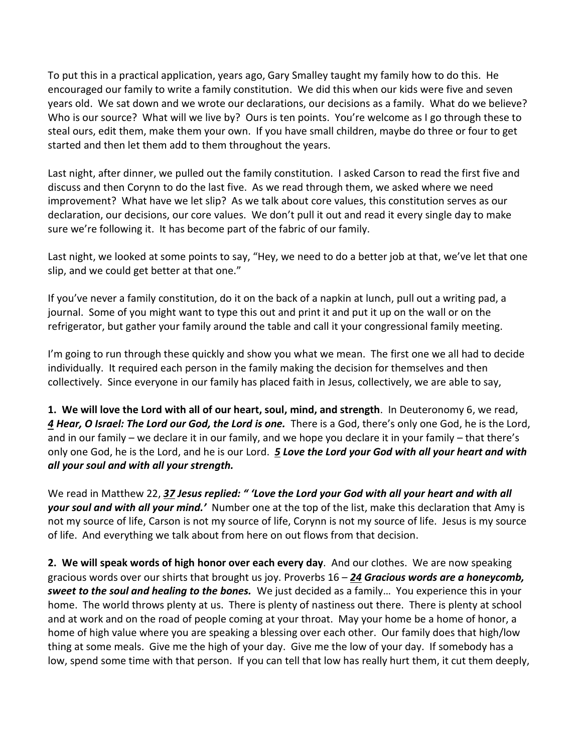To put this in a practical application, years ago, Gary Smalley taught my family how to do this. He encouraged our family to write a family constitution. We did this when our kids were five and seven years old. We sat down and we wrote our declarations, our decisions as a family. What do we believe? Who is our source? What will we live by? Ours is ten points. You're welcome as I go through these to steal ours, edit them, make them your own. If you have small children, maybe do three or four to get started and then let them add to them throughout the years.

Last night, after dinner, we pulled out the family constitution. I asked Carson to read the first five and discuss and then Corynn to do the last five. As we read through them, we asked where we need improvement? What have we let slip? As we talk about core values, this constitution serves as our declaration, our decisions, our core values. We don't pull it out and read it every single day to make sure we're following it. It has become part of the fabric of our family.

Last night, we looked at some points to say, "Hey, we need to do a better job at that, we've let that one slip, and we could get better at that one."

If you've never a family constitution, do it on the back of a napkin at lunch, pull out a writing pad, a journal. Some of you might want to type this out and print it and put it up on the wall or on the refrigerator, but gather your family around the table and call it your congressional family meeting.

I'm going to run through these quickly and show you what we mean. The first one we all had to decide individually. It required each person in the family making the decision for themselves and then collectively. Since everyone in our family has placed faith in Jesus, collectively, we are able to say,

**1. We will love the Lord with all of our heart, soul, mind, and strength**. In Deuteronomy 6, we read, ***4 Hear, O Israel: The Lord our God, the Lord is one.*** There is a God, there's only one God, he is the Lord, and in our family – we declare it in our family, and we hope you declare it in your family – that there's only one God, he is the Lord, and he is our Lord. ***5 Love the Lord your God with all your heart and with all your soul and with all your strength.***

We read in Matthew 22, ***37 Jesus replied: " 'Love the Lord your God with all your heart and with all your soul and with all your mind.'*** Number one at the top of the list, make this declaration that Amy is not my source of life, Carson is not my source of life, Corynn is not my source of life. Jesus is my source of life. And everything we talk about from here on out flows from that decision.

**2. We will speak words of high honor over each every day**. And our clothes. We are now speaking gracious words over our shirts that brought us joy. Proverbs 16 – ***24 Gracious words are a honeycomb, sweet to the soul and healing to the bones.*** We just decided as a family… You experience this in your home. The world throws plenty at us. There is plenty of nastiness out there. There is plenty at school and at work and on the road of people coming at your throat. May your home be a home of honor, a home of high value where you are speaking a blessing over each other. Our family does that high/low thing at some meals. Give me the high of your day. Give me the low of your day. If somebody has a low, spend some time with that person. If you can tell that low has really hurt them, it cut them deeply,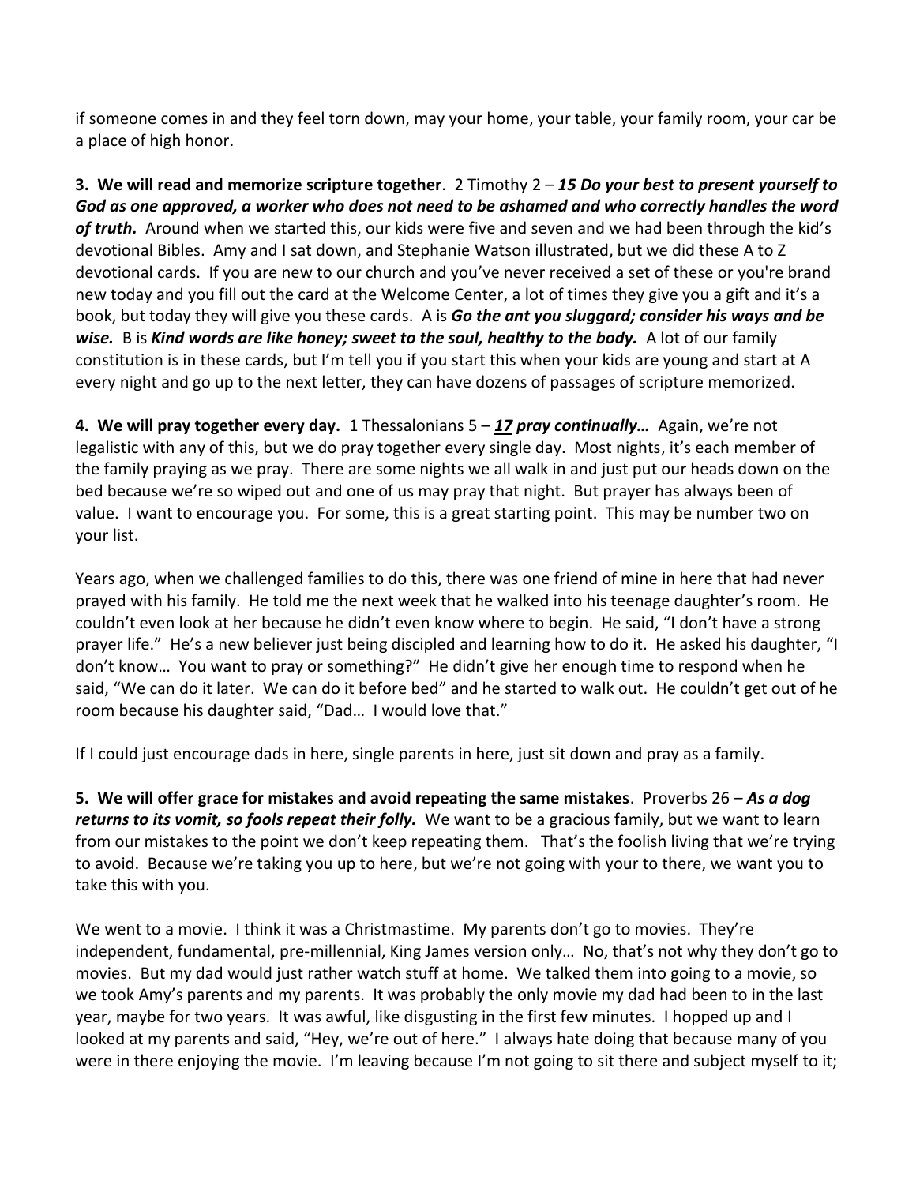if someone comes in and they feel torn down, may your home, your table, your family room, your car be a place of high honor.

**3. We will read and memorize scripture together**. 2 Timothy 2 – ***15 Do your best to present yourself to God as one approved, a worker who does not need to be ashamed and who correctly handles the word of truth.*** Around when we started this, our kids were five and seven and we had been through the kid's devotional Bibles. Amy and I sat down, and Stephanie Watson illustrated, but we did these A to Z devotional cards. If you are new to our church and you've never received a set of these or you're brand new today and you fill out the card at the Welcome Center, a lot of times they give you a gift and it's a book, but today they will give you these cards. A is ***Go the ant you sluggard; consider his ways and be wise.*** B is ***Kind words are like honey; sweet to the soul, healthy to the body.*** A lot of our family constitution is in these cards, but I'm tell you if you start this when your kids are young and start at A every night and go up to the next letter, they can have dozens of passages of scripture memorized.

**4. We will pray together every day.** 1 Thessalonians 5 – ***17 pray continually…*** Again, we're not legalistic with any of this, but we do pray together every single day. Most nights, it's each member of the family praying as we pray. There are some nights we all walk in and just put our heads down on the bed because we're so wiped out and one of us may pray that night. But prayer has always been of value. I want to encourage you. For some, this is a great starting point. This may be number two on your list.

Years ago, when we challenged families to do this, there was one friend of mine in here that had never prayed with his family. He told me the next week that he walked into his teenage daughter's room. He couldn't even look at her because he didn't even know where to begin. He said, "I don't have a strong prayer life." He's a new believer just being discipled and learning how to do it. He asked his daughter, "I don't know… You want to pray or something?" He didn't give her enough time to respond when he said, "We can do it later. We can do it before bed" and he started to walk out. He couldn't get out of he room because his daughter said, "Dad… I would love that."

If I could just encourage dads in here, single parents in here, just sit down and pray as a family.

**5. We will offer grace for mistakes and avoid repeating the same mistakes**. Proverbs 26 – ***As a dog returns to its vomit, so fools repeat their folly.*** We want to be a gracious family, but we want to learn from our mistakes to the point we don't keep repeating them. That's the foolish living that we're trying to avoid. Because we're taking you up to here, but we're not going with your to there, we want you to take this with you.

We went to a movie. I think it was a Christmastime. My parents don't go to movies. They're independent, fundamental, pre-millennial, King James version only… No, that's not why they don't go to movies. But my dad would just rather watch stuff at home. We talked them into going to a movie, so we took Amy's parents and my parents. It was probably the only movie my dad had been to in the last year, maybe for two years. It was awful, like disgusting in the first few minutes. I hopped up and I looked at my parents and said, "Hey, we're out of here." I always hate doing that because many of you were in there enjoying the movie. I'm leaving because I'm not going to sit there and subject myself to it;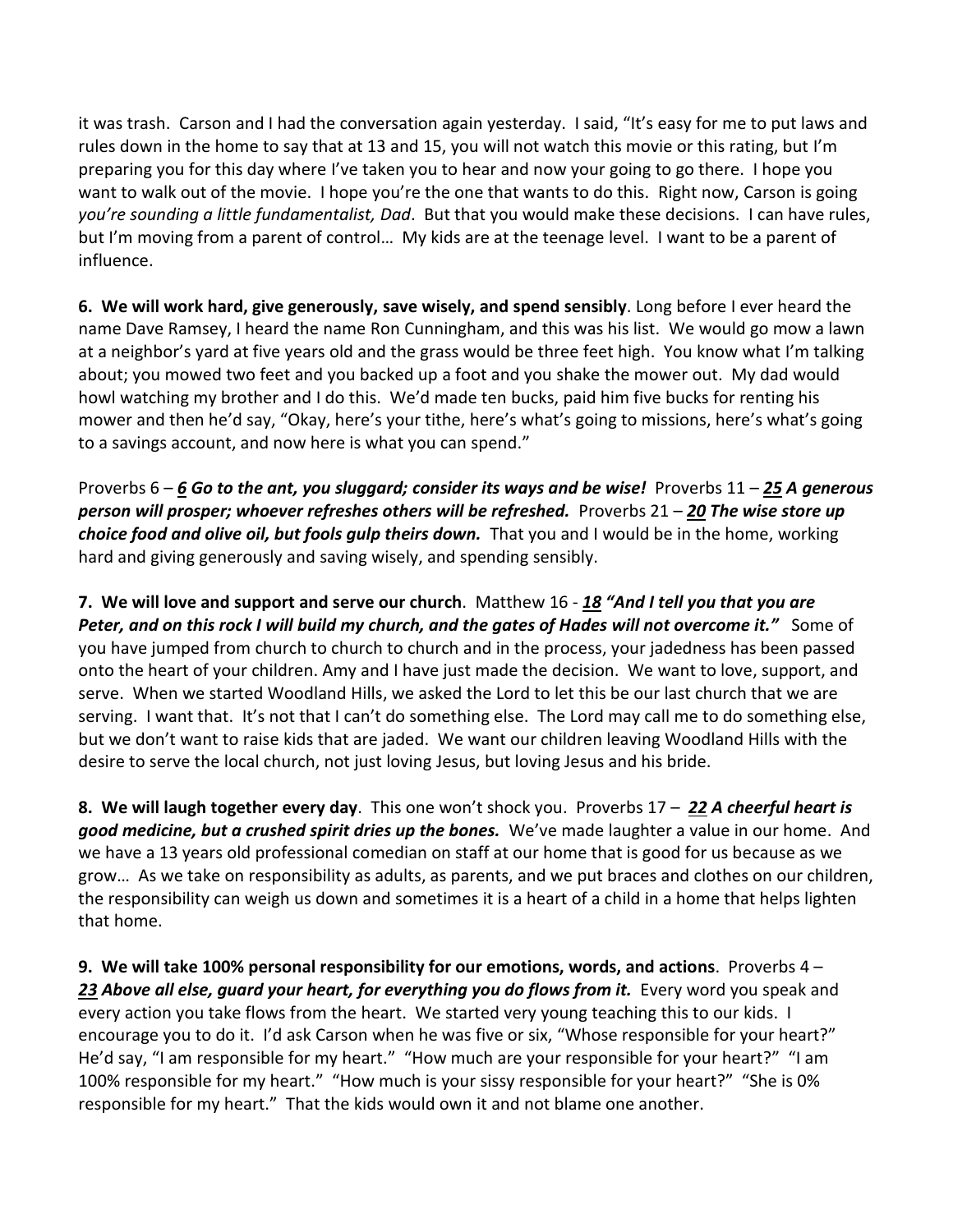it was trash. Carson and I had the conversation again yesterday. I said, "It's easy for me to put laws and rules down in the home to say that at 13 and 15, you will not watch this movie or this rating, but I'm preparing you for this day where I've taken you to hear and now your going to go there. I hope you want to walk out of the movie. I hope you're the one that wants to do this. Right now, Carson is going *you're sounding a little fundamentalist, Dad*. But that you would make these decisions. I can have rules, but I'm moving from a parent of control… My kids are at the teenage level. I want to be a parent of influence.

**6. We will work hard, give generously, save wisely, and spend sensibly**. Long before I ever heard the name Dave Ramsey, I heard the name Ron Cunningham, and this was his list. We would go mow a lawn at a neighbor's yard at five years old and the grass would be three feet high. You know what I'm talking about; you mowed two feet and you backed up a foot and you shake the mower out. My dad would howl watching my brother and I do this. We'd made ten bucks, paid him five bucks for renting his mower and then he'd say, "Okay, here's your tithe, here's what's going to missions, here's what's going to a savings account, and now here is what you can spend."

Proverbs 6 – ***6** Go to the ant, you sluggard; consider its ways and be wise!* Proverbs 11 – ***25** A generous person will prosper; whoever refreshes others will be refreshed.* Proverbs 21 – ***20** The wise store up choice food and olive oil, but fools gulp theirs down.* That you and I would be in the home, working hard and giving generously and saving wisely, and spending sensibly.

**7. We will love and support and serve our church**. Matthew 16 - ***18** "And I tell you that you are Peter, and on this rock I will build my church, and the gates of Hades will not overcome it."* Some of you have jumped from church to church to church and in the process, your jadedness has been passed onto the heart of your children. Amy and I have just made the decision. We want to love, support, and serve. When we started Woodland Hills, we asked the Lord to let this be our last church that we are serving. I want that. It's not that I can't do something else. The Lord may call me to do something else, but we don't want to raise kids that are jaded. We want our children leaving Woodland Hills with the desire to serve the local church, not just loving Jesus, but loving Jesus and his bride.

**8. We will laugh together every day**. This one won't shock you. Proverbs 17 – ***22** A cheerful heart is good medicine, but a crushed spirit dries up the bones.* We've made laughter a value in our home. And we have a 13 years old professional comedian on staff at our home that is good for us because as we grow… As we take on responsibility as adults, as parents, and we put braces and clothes on our children, the responsibility can weigh us down and sometimes it is a heart of a child in a home that helps lighten that home.

**9. We will take 100% personal responsibility for our emotions, words, and actions**. Proverbs 4 – ***23** Above all else, guard your heart, for everything you do flows from it.* Every word you speak and every action you take flows from the heart. We started very young teaching this to our kids. I encourage you to do it. I'd ask Carson when he was five or six, "Whose responsible for your heart?" He'd say, "I am responsible for my heart." "How much are your responsible for your heart?" "I am 100% responsible for my heart." "How much is your sissy responsible for your heart?" "She is 0% responsible for my heart." That the kids would own it and not blame one another.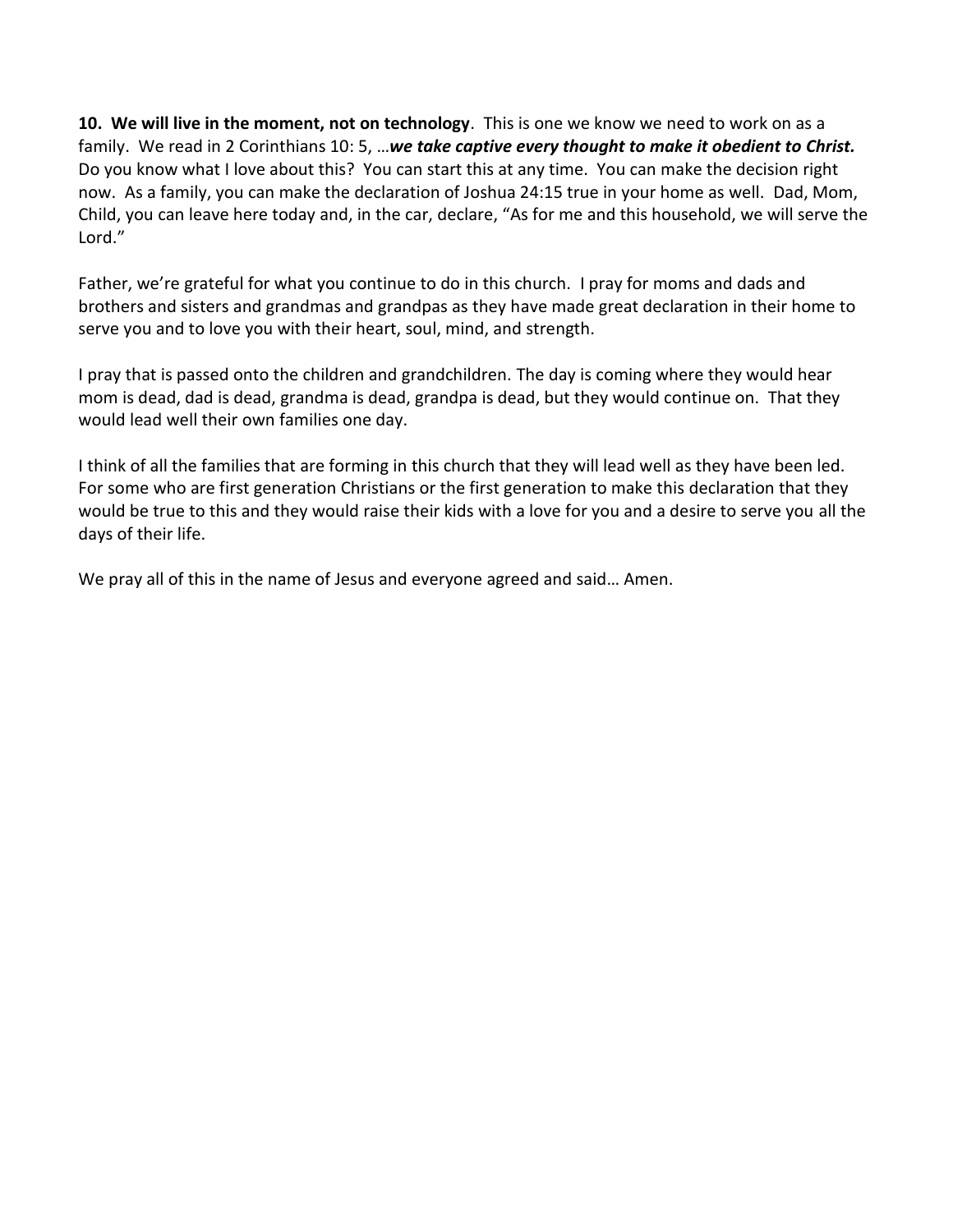**10. We will live in the moment, not on technology**. This is one we know we need to work on as a family. We read in 2 Corinthians 10: 5, …***we take captive every thought to make it obedient to Christ.*** Do you know what I love about this? You can start this at any time. You can make the decision right now. As a family, you can make the declaration of Joshua 24:15 true in your home as well. Dad, Mom, Child, you can leave here today and, in the car, declare, "As for me and this household, we will serve the Lord."

Father, we're grateful for what you continue to do in this church. I pray for moms and dads and brothers and sisters and grandmas and grandpas as they have made great declaration in their home to serve you and to love you with their heart, soul, mind, and strength.

I pray that is passed onto the children and grandchildren. The day is coming where they would hear mom is dead, dad is dead, grandma is dead, grandpa is dead, but they would continue on. That they would lead well their own families one day.

I think of all the families that are forming in this church that they will lead well as they have been led. For some who are first generation Christians or the first generation to make this declaration that they would be true to this and they would raise their kids with a love for you and a desire to serve you all the days of their life.

We pray all of this in the name of Jesus and everyone agreed and said… Amen.